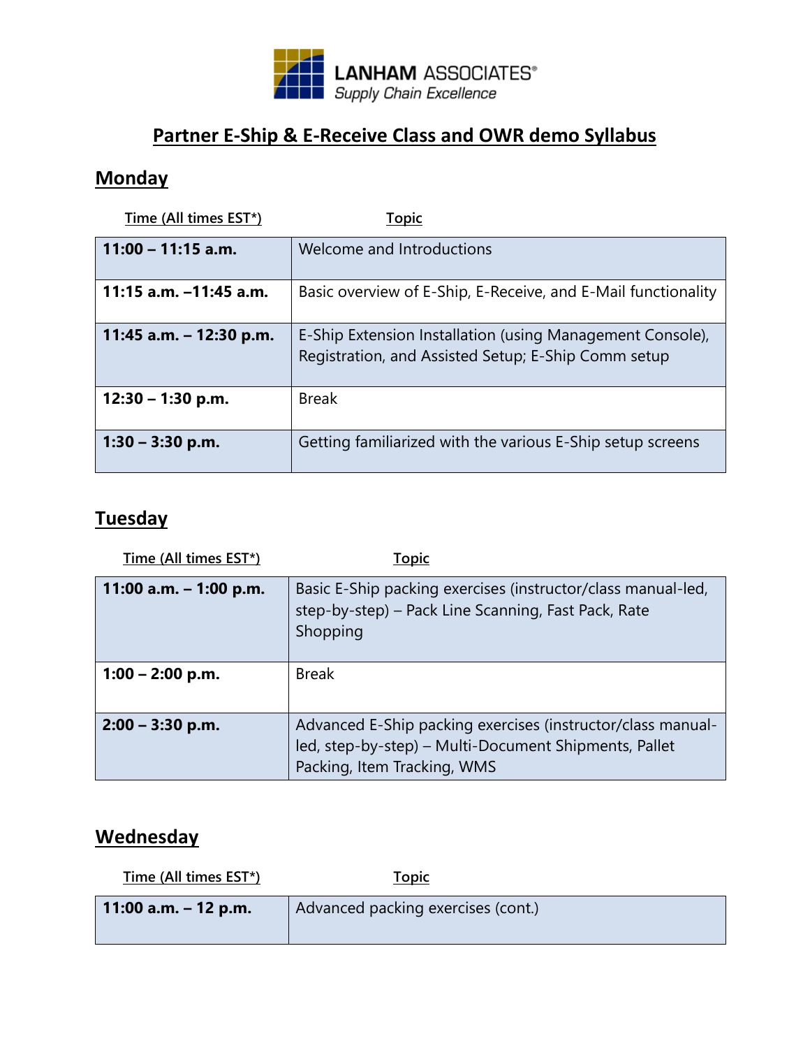LANHAM ASSOCIATES®
*Supply Chain Excellence*

# Partner E-Ship & E-Receive Class and OWR demo Syllabus

## Monday

| Time (All times EST*) | Topic |
| --- | --- |
| **11:00 – 11:15 a.m.** | Welcome and Introductions |
| **11:15 a.m. –11:45 a.m.** | Basic overview of E-Ship, E-Receive, and E-Mail functionality |
| **11:45 a.m. – 12:30 p.m.** | E-Ship Extension Installation (using Management Console), Registration, and Assisted Setup; E-Ship Comm setup |
| **12:30 – 1:30 p.m.** | Break |
| **1:30 – 3:30 p.m.** | Getting familiarized with the various E-Ship setup screens |

## Tuesday

| Time (All times EST*) | Topic |
| --- | --- |
| **11:00 a.m. – 1:00 p.m.** | Basic E-Ship packing exercises (instructor/class manual-led, step-by-step) – Pack Line Scanning, Fast Pack, Rate Shopping |
| **1:00 – 2:00 p.m.** | Break |
| **2:00 – 3:30 p.m.** | Advanced E-Ship packing exercises (instructor/class manual-led, step-by-step) – Multi-Document Shipments, Pallet Packing, Item Tracking, WMS |

## Wednesday

| Time (All times EST*) | Topic |
| --- | --- |
| **11:00 a.m. – 12 p.m.** | Advanced packing exercises (cont.) |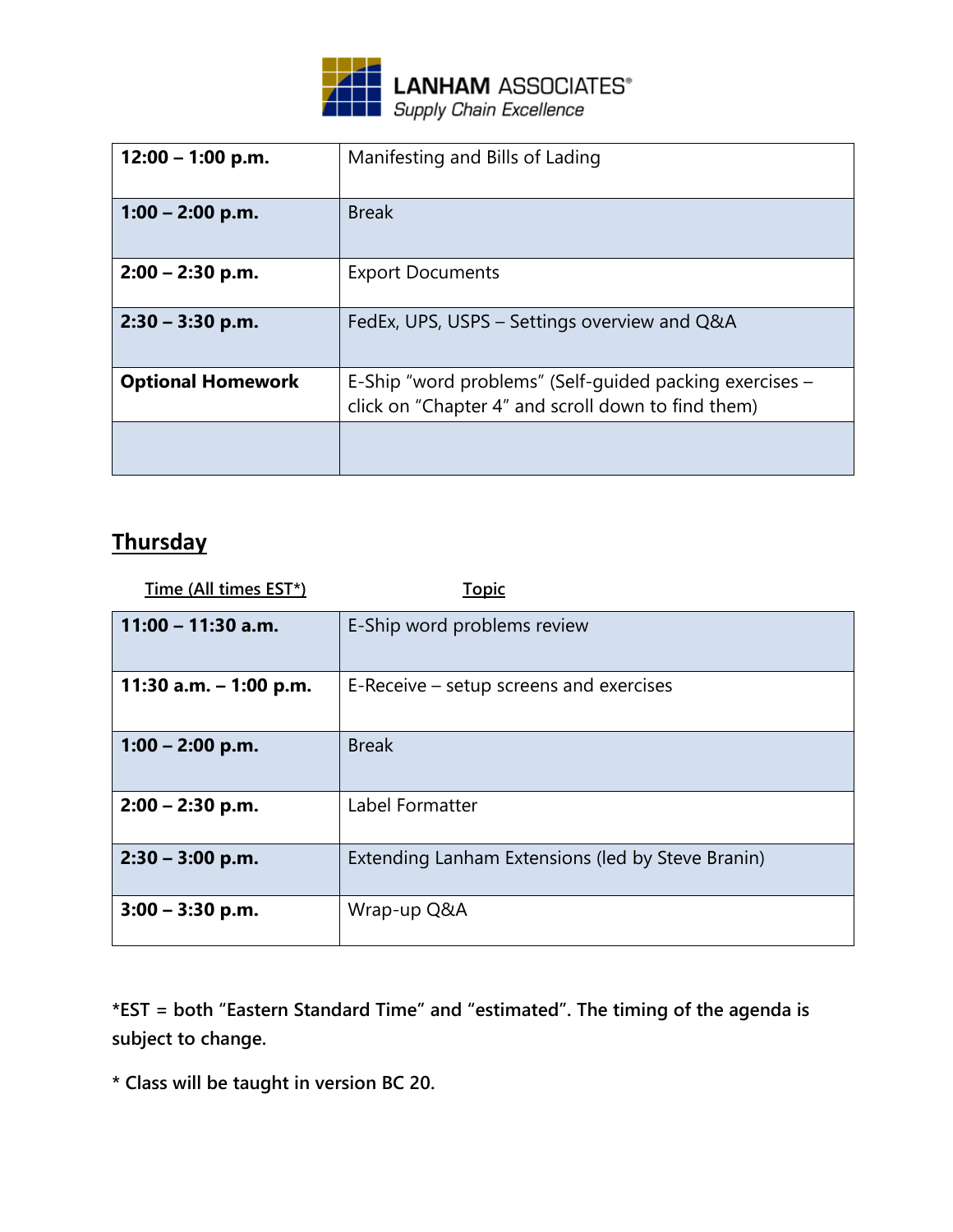| | |
|---|---|
| **12:00 – 1:00 p.m.** | Manifesting and Bills of Lading |
| **1:00 – 2:00 p.m.** | Break |
| **2:00 – 2:30 p.m.** | Export Documents |
| **2:30 – 3:30 p.m.** | FedEx, UPS, USPS – Settings overview and Q&A |
| **Optional Homework** | E-Ship "word problems" (Self-guided packing exercises – click on "Chapter 4" and scroll down to find them) |
| | |

## Thursday

| Time (All times EST*) | Topic |
|---|---|
| **11:00 – 11:30 a.m.** | E-Ship word problems review |
| **11:30 a.m. – 1:00 p.m.** | E-Receive – setup screens and exercises |
| **1:00 – 2:00 p.m.** | Break |
| **2:00 – 2:30 p.m.** | Label Formatter |
| **2:30 – 3:00 p.m.** | Extending Lanham Extensions (led by Steve Branin) |
| **3:00 – 3:30 p.m.** | Wrap-up Q&A |

**\*EST = both "Eastern Standard Time" and "estimated". The timing of the agenda is subject to change.**

**\* Class will be taught in version BC 20.**